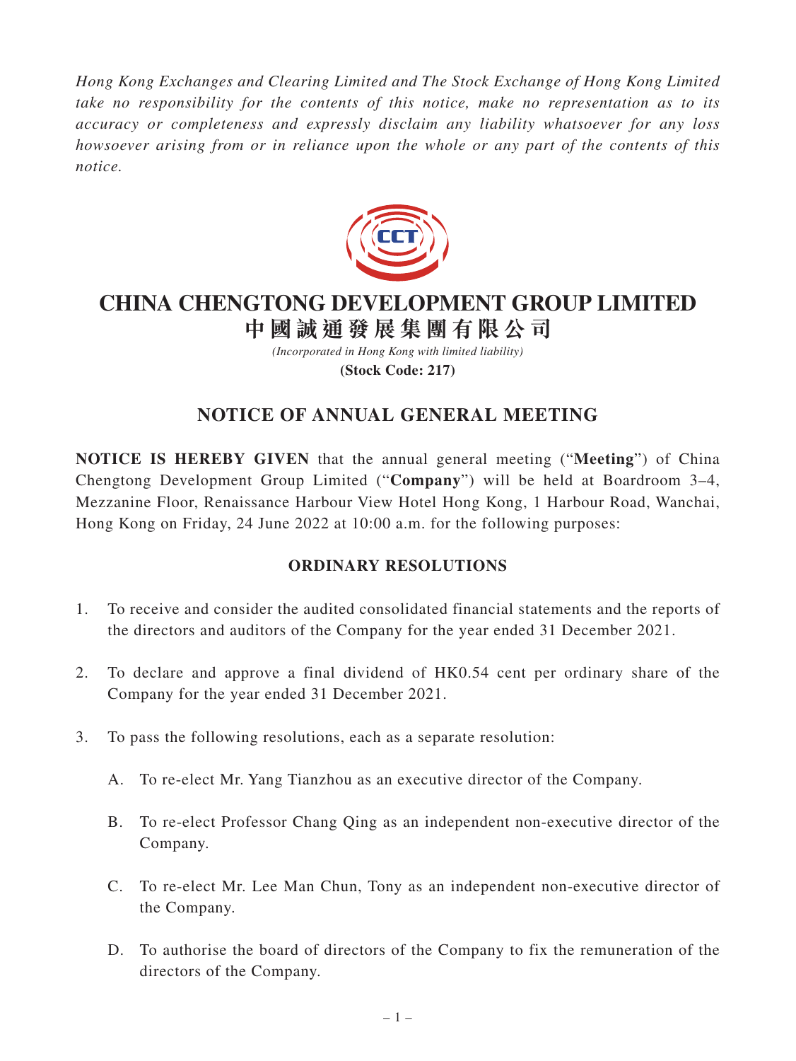*Hong Kong Exchanges and Clearing Limited and The Stock Exchange of Hong Kong Limited take no responsibility for the contents of this notice, make no representation as to its accuracy or completeness and expressly disclaim any liability whatsoever for any loss howsoever arising from or in reliance upon the whole or any part of the contents of this notice.*

# CHINA CHENGTONG DEVELOPMENT GROUP LIMITED
# 中國誠通發展集團有限公司

*(Incorporated in Hong Kong with limited liability)*

**(Stock Code: 217)**

## NOTICE OF ANNUAL GENERAL MEETING

**NOTICE IS HEREBY GIVEN** that the annual general meeting ("**Meeting**") of China Chengtong Development Group Limited ("**Company**") will be held at Boardroom 3–4, Mezzanine Floor, Renaissance Harbour View Hotel Hong Kong, 1 Harbour Road, Wanchai, Hong Kong on Friday, 24 June 2022 at 10:00 a.m. for the following purposes:

### ORDINARY RESOLUTIONS

1. To receive and consider the audited consolidated financial statements and the reports of the directors and auditors of the Company for the year ended 31 December 2021.

2. To declare and approve a final dividend of HK0.54 cent per ordinary share of the Company for the year ended 31 December 2021.

3. To pass the following resolutions, each as a separate resolution:

   A. To re-elect Mr. Yang Tianzhou as an executive director of the Company.

   B. To re-elect Professor Chang Qing as an independent non-executive director of the Company.

   C. To re-elect Mr. Lee Man Chun, Tony as an independent non-executive director of the Company.

   D. To authorise the board of directors of the Company to fix the remuneration of the directors of the Company.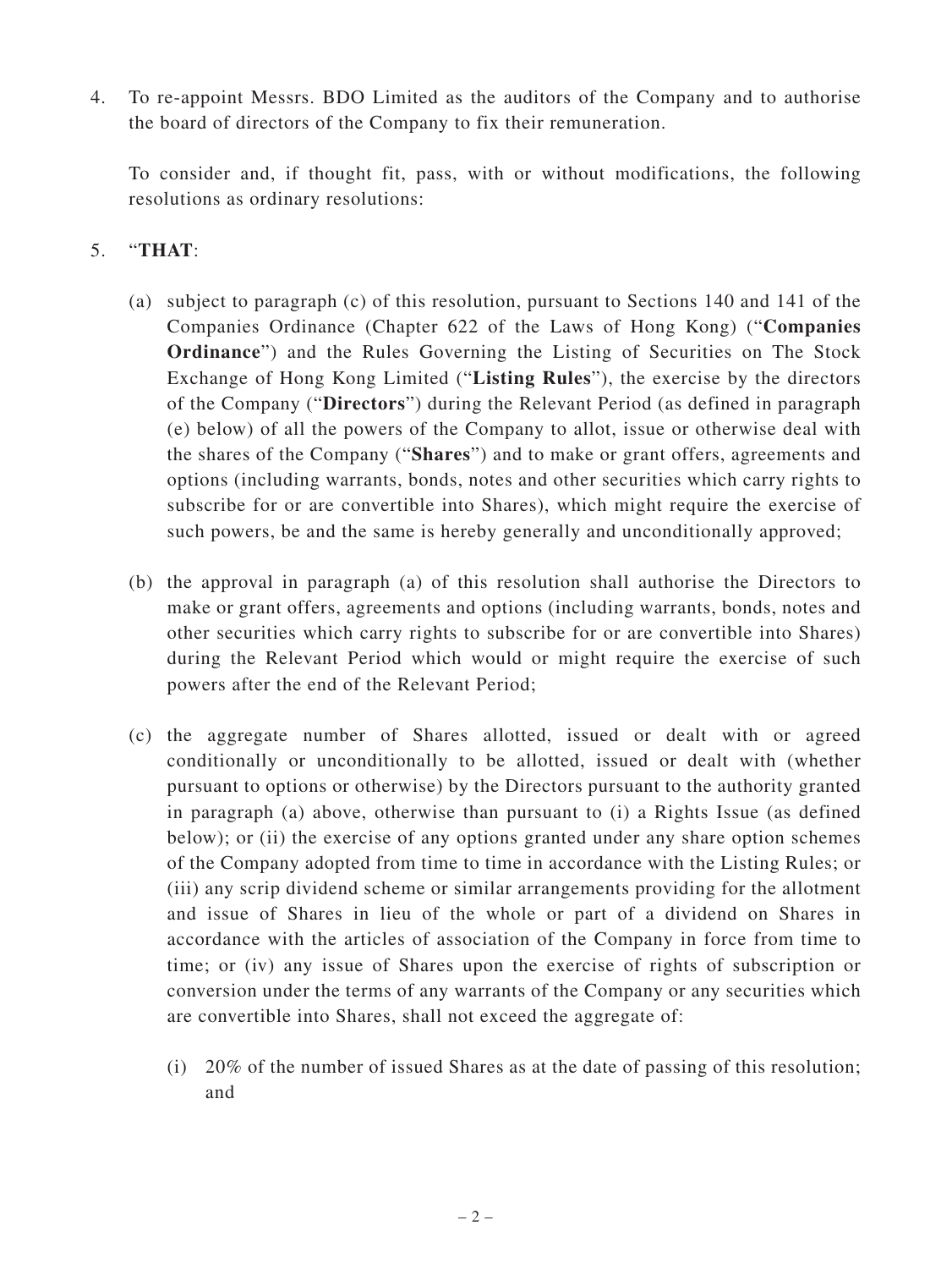4. To re-appoint Messrs. BDO Limited as the auditors of the Company and to authorise the board of directors of the Company to fix their remuneration.

   To consider and, if thought fit, pass, with or without modifications, the following resolutions as ordinary resolutions:

5. "**THAT**:

   (a) subject to paragraph (c) of this resolution, pursuant to Sections 140 and 141 of the Companies Ordinance (Chapter 622 of the Laws of Hong Kong) ("**Companies Ordinance**") and the Rules Governing the Listing of Securities on The Stock Exchange of Hong Kong Limited ("**Listing Rules**"), the exercise by the directors of the Company ("**Directors**") during the Relevant Period (as defined in paragraph (e) below) of all the powers of the Company to allot, issue or otherwise deal with the shares of the Company ("**Shares**") and to make or grant offers, agreements and options (including warrants, bonds, notes and other securities which carry rights to subscribe for or are convertible into Shares), which might require the exercise of such powers, be and the same is hereby generally and unconditionally approved;

   (b) the approval in paragraph (a) of this resolution shall authorise the Directors to make or grant offers, agreements and options (including warrants, bonds, notes and other securities which carry rights to subscribe for or are convertible into Shares) during the Relevant Period which would or might require the exercise of such powers after the end of the Relevant Period;

   (c) the aggregate number of Shares allotted, issued or dealt with or agreed conditionally or unconditionally to be allotted, issued or dealt with (whether pursuant to options or otherwise) by the Directors pursuant to the authority granted in paragraph (a) above, otherwise than pursuant to (i) a Rights Issue (as defined below); or (ii) the exercise of any options granted under any share option schemes of the Company adopted from time to time in accordance with the Listing Rules; or (iii) any scrip dividend scheme or similar arrangements providing for the allotment and issue of Shares in lieu of the whole or part of a dividend on Shares in accordance with the articles of association of the Company in force from time to time; or (iv) any issue of Shares upon the exercise of rights of subscription or conversion under the terms of any warrants of the Company or any securities which are convertible into Shares, shall not exceed the aggregate of:

      (i) 20% of the number of issued Shares as at the date of passing of this resolution; and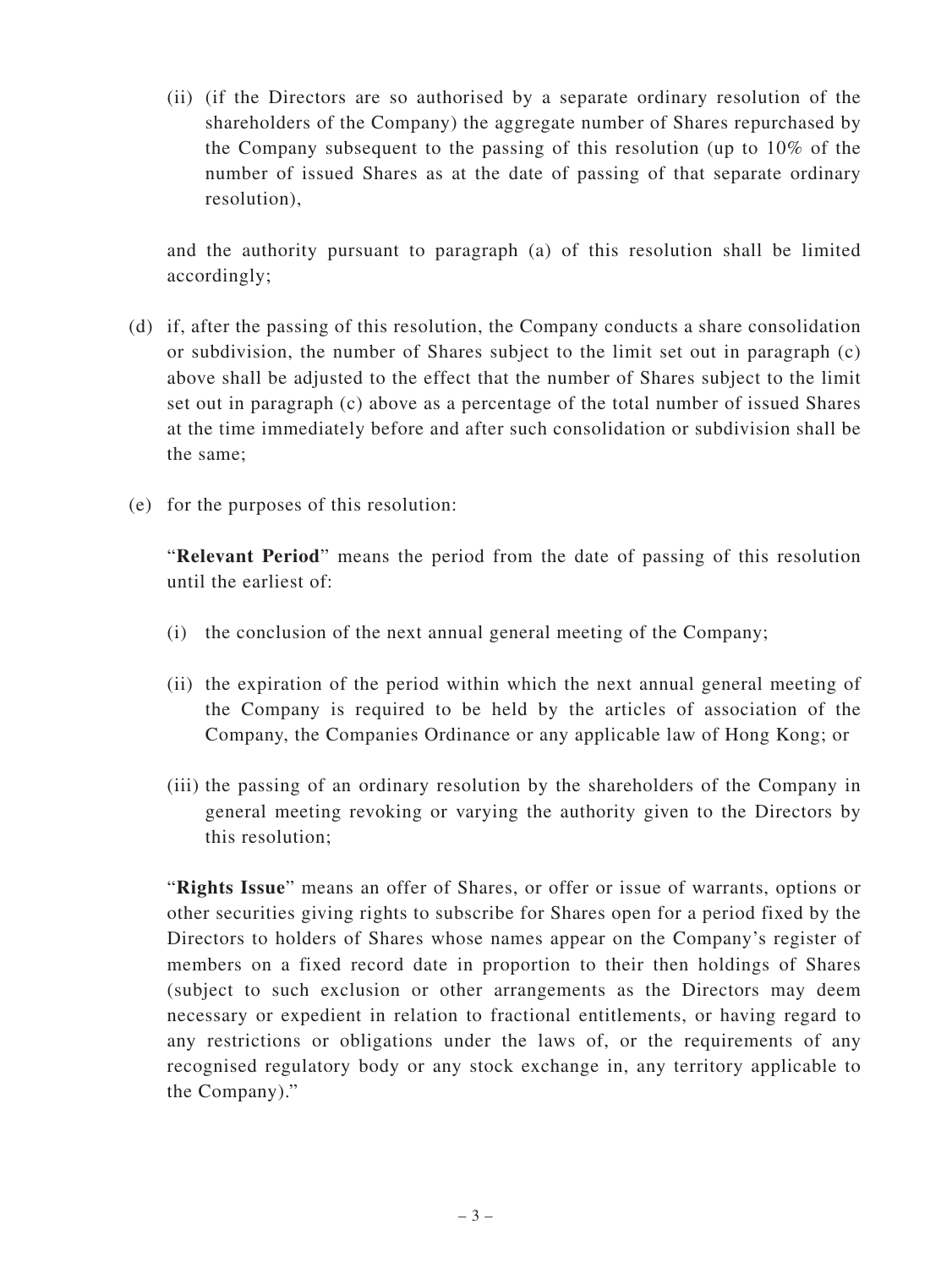(ii) (if the Directors are so authorised by a separate ordinary resolution of the shareholders of the Company) the aggregate number of Shares repurchased by the Company subsequent to the passing of this resolution (up to 10% of the number of issued Shares as at the date of passing of that separate ordinary resolution),

and the authority pursuant to paragraph (a) of this resolution shall be limited accordingly;

(d) if, after the passing of this resolution, the Company conducts a share consolidation or subdivision, the number of Shares subject to the limit set out in paragraph (c) above shall be adjusted to the effect that the number of Shares subject to the limit set out in paragraph (c) above as a percentage of the total number of issued Shares at the time immediately before and after such consolidation or subdivision shall be the same;

(e) for the purposes of this resolution:

"**Relevant Period**" means the period from the date of passing of this resolution until the earliest of:

(i) the conclusion of the next annual general meeting of the Company;

(ii) the expiration of the period within which the next annual general meeting of the Company is required to be held by the articles of association of the Company, the Companies Ordinance or any applicable law of Hong Kong; or

(iii) the passing of an ordinary resolution by the shareholders of the Company in general meeting revoking or varying the authority given to the Directors by this resolution;

"**Rights Issue**" means an offer of Shares, or offer or issue of warrants, options or other securities giving rights to subscribe for Shares open for a period fixed by the Directors to holders of Shares whose names appear on the Company's register of members on a fixed record date in proportion to their then holdings of Shares (subject to such exclusion or other arrangements as the Directors may deem necessary or expedient in relation to fractional entitlements, or having regard to any restrictions or obligations under the laws of, or the requirements of any recognised regulatory body or any stock exchange in, any territory applicable to the Company)."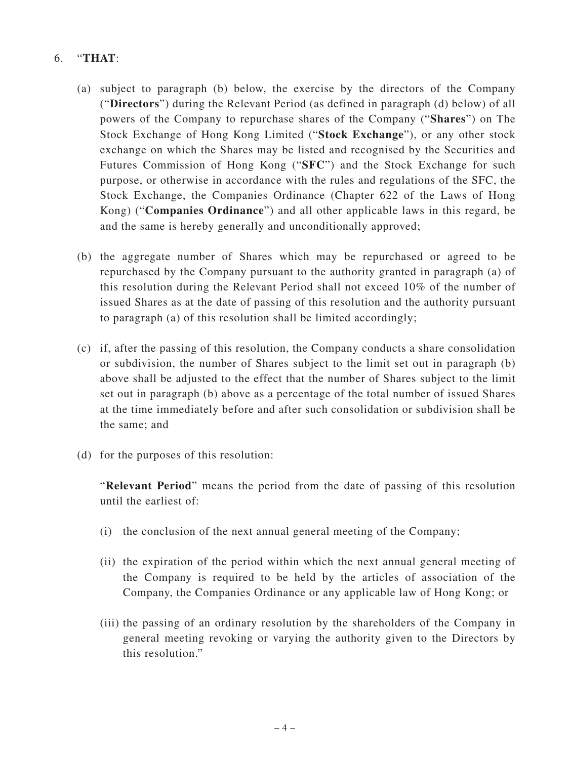6. "**THAT**:

   (a) subject to paragraph (b) below, the exercise by the directors of the Company ("**Directors**") during the Relevant Period (as defined in paragraph (d) below) of all powers of the Company to repurchase shares of the Company ("**Shares**") on The Stock Exchange of Hong Kong Limited ("**Stock Exchange**"), or any other stock exchange on which the Shares may be listed and recognised by the Securities and Futures Commission of Hong Kong ("**SFC**") and the Stock Exchange for such purpose, or otherwise in accordance with the rules and regulations of the SFC, the Stock Exchange, the Companies Ordinance (Chapter 622 of the Laws of Hong Kong) ("**Companies Ordinance**") and all other applicable laws in this regard, be and the same is hereby generally and unconditionally approved;

   (b) the aggregate number of Shares which may be repurchased or agreed to be repurchased by the Company pursuant to the authority granted in paragraph (a) of this resolution during the Relevant Period shall not exceed 10% of the number of issued Shares as at the date of passing of this resolution and the authority pursuant to paragraph (a) of this resolution shall be limited accordingly;

   (c) if, after the passing of this resolution, the Company conducts a share consolidation or subdivision, the number of Shares subject to the limit set out in paragraph (b) above shall be adjusted to the effect that the number of Shares subject to the limit set out in paragraph (b) above as a percentage of the total number of issued Shares at the time immediately before and after such consolidation or subdivision shall be the same; and

   (d) for the purposes of this resolution:

   "**Relevant Period**" means the period from the date of passing of this resolution until the earliest of:

   (i) the conclusion of the next annual general meeting of the Company;

   (ii) the expiration of the period within which the next annual general meeting of the Company is required to be held by the articles of association of the Company, the Companies Ordinance or any applicable law of Hong Kong; or

   (iii) the passing of an ordinary resolution by the shareholders of the Company in general meeting revoking or varying the authority given to the Directors by this resolution."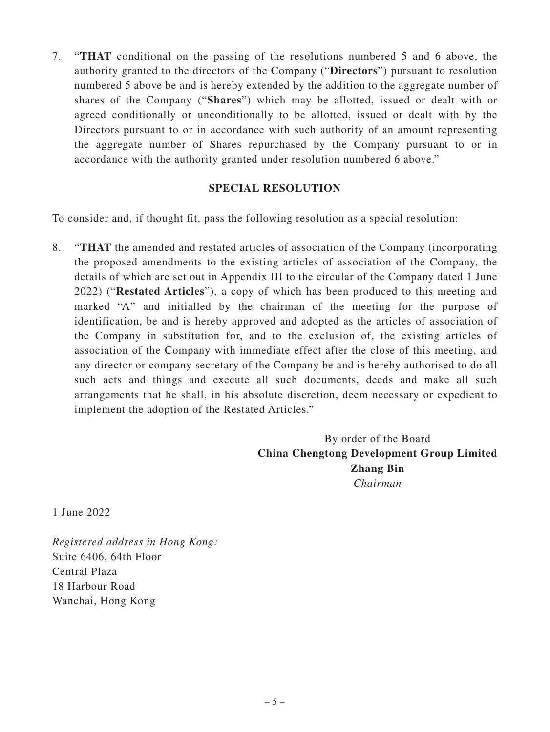7. "**THAT** conditional on the passing of the resolutions numbered 5 and 6 above, the authority granted to the directors of the Company ("**Directors**") pursuant to resolution numbered 5 above be and is hereby extended by the addition to the aggregate number of shares of the Company ("**Shares**") which may be allotted, issued or dealt with or agreed conditionally or unconditionally to be allotted, issued or dealt with by the Directors pursuant to or in accordance with such authority of an amount representing the aggregate number of Shares repurchased by the Company pursuant to or in accordance with the authority granted under resolution numbered 6 above."

## SPECIAL RESOLUTION

To consider and, if thought fit, pass the following resolution as a special resolution:

8. "**THAT** the amended and restated articles of association of the Company (incorporating the proposed amendments to the existing articles of association of the Company, the details of which are set out in Appendix III to the circular of the Company dated 1 June 2022) ("**Restated Articles**"), a copy of which has been produced to this meeting and marked "A" and initialled by the chairman of the meeting for the purpose of identification, be and is hereby approved and adopted as the articles of association of the Company in substitution for, and to the exclusion of, the existing articles of association of the Company with immediate effect after the close of this meeting, and any director or company secretary of the Company be and is hereby authorised to do all such acts and things and execute all such documents, deeds and make all such arrangements that he shall, in his absolute discretion, deem necessary or expedient to implement the adoption of the Restated Articles."

By order of the Board
**China Chengtong Development Group Limited**
**Zhang Bin**
*Chairman*

1 June 2022

*Registered address in Hong Kong:*
Suite 6406, 64th Floor
Central Plaza
18 Harbour Road
Wanchai, Hong Kong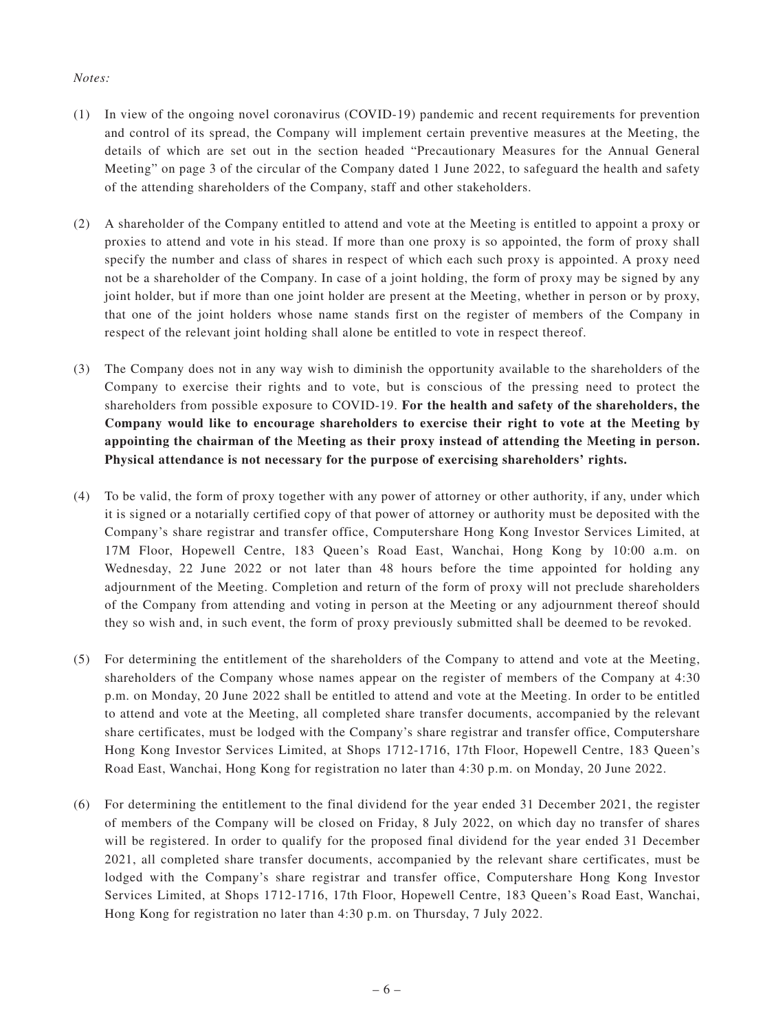*Notes:*

(1) In view of the ongoing novel coronavirus (COVID-19) pandemic and recent requirements for prevention and control of its spread, the Company will implement certain preventive measures at the Meeting, the details of which are set out in the section headed "Precautionary Measures for the Annual General Meeting" on page 3 of the circular of the Company dated 1 June 2022, to safeguard the health and safety of the attending shareholders of the Company, staff and other stakeholders.

(2) A shareholder of the Company entitled to attend and vote at the Meeting is entitled to appoint a proxy or proxies to attend and vote in his stead. If more than one proxy is so appointed, the form of proxy shall specify the number and class of shares in respect of which each such proxy is appointed. A proxy need not be a shareholder of the Company. In case of a joint holding, the form of proxy may be signed by any joint holder, but if more than one joint holder are present at the Meeting, whether in person or by proxy, that one of the joint holders whose name stands first on the register of members of the Company in respect of the relevant joint holding shall alone be entitled to vote in respect thereof.

(3) The Company does not in any way wish to diminish the opportunity available to the shareholders of the Company to exercise their rights and to vote, but is conscious of the pressing need to protect the shareholders from possible exposure to COVID-19. **For the health and safety of the shareholders, the Company would like to encourage shareholders to exercise their right to vote at the Meeting by appointing the chairman of the Meeting as their proxy instead of attending the Meeting in person. Physical attendance is not necessary for the purpose of exercising shareholders' rights.**

(4) To be valid, the form of proxy together with any power of attorney or other authority, if any, under which it is signed or a notarially certified copy of that power of attorney or authority must be deposited with the Company's share registrar and transfer office, Computershare Hong Kong Investor Services Limited, at 17M Floor, Hopewell Centre, 183 Queen's Road East, Wanchai, Hong Kong by 10:00 a.m. on Wednesday, 22 June 2022 or not later than 48 hours before the time appointed for holding any adjournment of the Meeting. Completion and return of the form of proxy will not preclude shareholders of the Company from attending and voting in person at the Meeting or any adjournment thereof should they so wish and, in such event, the form of proxy previously submitted shall be deemed to be revoked.

(5) For determining the entitlement of the shareholders of the Company to attend and vote at the Meeting, shareholders of the Company whose names appear on the register of members of the Company at 4:30 p.m. on Monday, 20 June 2022 shall be entitled to attend and vote at the Meeting. In order to be entitled to attend and vote at the Meeting, all completed share transfer documents, accompanied by the relevant share certificates, must be lodged with the Company's share registrar and transfer office, Computershare Hong Kong Investor Services Limited, at Shops 1712-1716, 17th Floor, Hopewell Centre, 183 Queen's Road East, Wanchai, Hong Kong for registration no later than 4:30 p.m. on Monday, 20 June 2022.

(6) For determining the entitlement to the final dividend for the year ended 31 December 2021, the register of members of the Company will be closed on Friday, 8 July 2022, on which day no transfer of shares will be registered. In order to qualify for the proposed final dividend for the year ended 31 December 2021, all completed share transfer documents, accompanied by the relevant share certificates, must be lodged with the Company's share registrar and transfer office, Computershare Hong Kong Investor Services Limited, at Shops 1712-1716, 17th Floor, Hopewell Centre, 183 Queen's Road East, Wanchai, Hong Kong for registration no later than 4:30 p.m. on Thursday, 7 July 2022.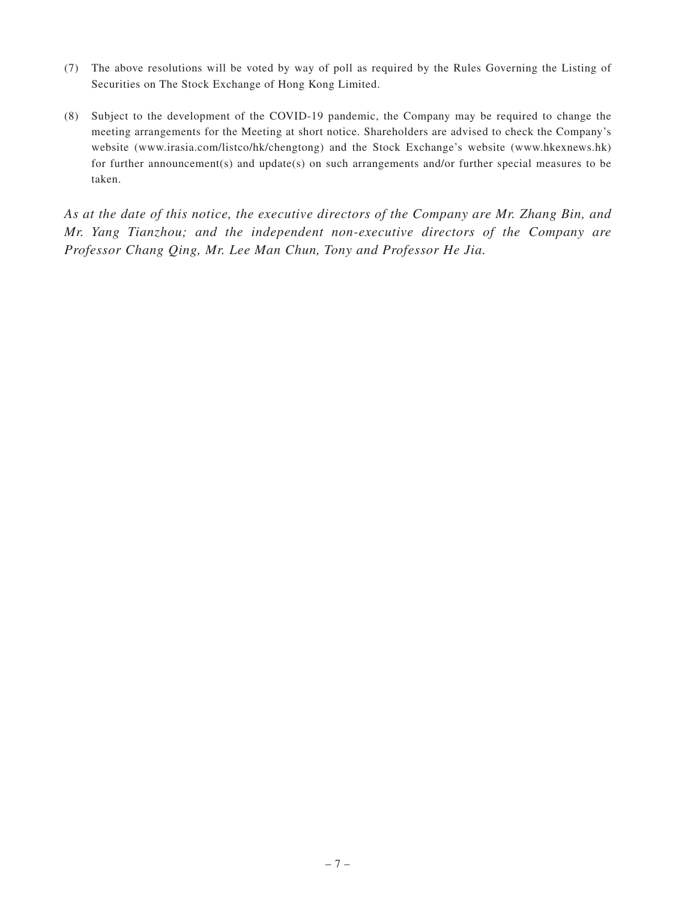(7) The above resolutions will be voted by way of poll as required by the Rules Governing the Listing of Securities on The Stock Exchange of Hong Kong Limited.

(8) Subject to the development of the COVID-19 pandemic, the Company may be required to change the meeting arrangements for the Meeting at short notice. Shareholders are advised to check the Company's website (www.irasia.com/listco/hk/chengtong) and the Stock Exchange's website (www.hkexnews.hk) for further announcement(s) and update(s) on such arrangements and/or further special measures to be taken.

*As at the date of this notice, the executive directors of the Company are Mr. Zhang Bin, and Mr. Yang Tianzhou; and the independent non-executive directors of the Company are Professor Chang Qing, Mr. Lee Man Chun, Tony and Professor He Jia.*